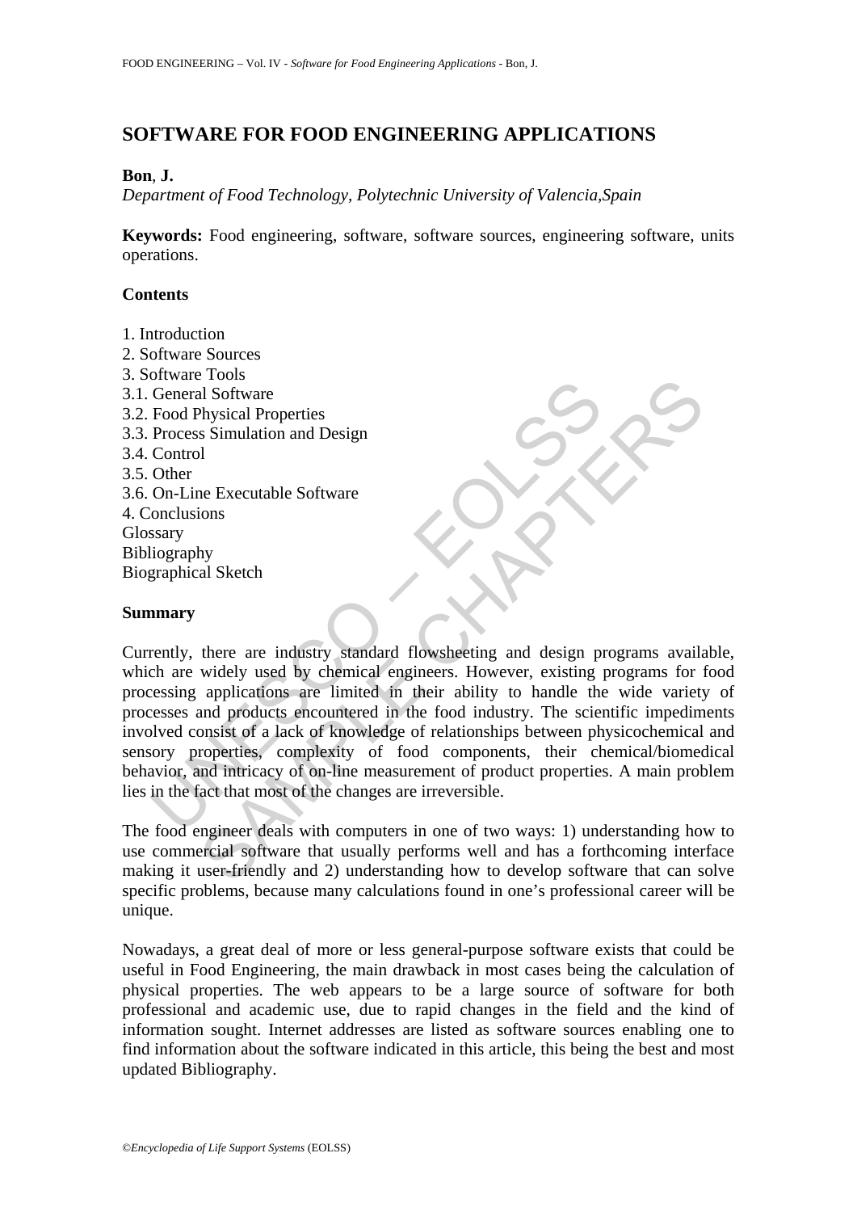# SOFTWARE FOR FOOD ENGINEERING APPLICATIONS

**Bon**, **J.**

*Department of Food Technology, Polytechnic University of Valencia,Spain*

**Keywords:** Food engineering, software, software sources, engineering software, units operations.

## Contents

1. Introduction
2. Software Sources
3. Software Tools
3.1. General Software
3.2. Food Physical Properties
3.3. Process Simulation and Design
3.4. Control
3.5. Other
3.6. On-Line Executable Software
4. Conclusions

Glossary
Bibliography
Biographical Sketch

## Summary

Currently, there are industry standard flowsheeting and design programs available, which are widely used by chemical engineers. However, existing programs for food processing applications are limited in their ability to handle the wide variety of processes and products encountered in the food industry. The scientific impediments involved consist of a lack of knowledge of relationships between physicochemical and sensory properties, complexity of food components, their chemical/biomedical behavior, and intricacy of on-line measurement of product properties. A main problem lies in the fact that most of the changes are irreversible.

The food engineer deals with computers in one of two ways: 1) understanding how to use commercial software that usually performs well and has a forthcoming interface making it user-friendly and 2) understanding how to develop software that can solve specific problems, because many calculations found in one's professional career will be unique.

Nowadays, a great deal of more or less general-purpose software exists that could be useful in Food Engineering, the main drawback in most cases being the calculation of physical properties. The web appears to be a large source of software for both professional and academic use, due to rapid changes in the field and the kind of information sought. Internet addresses are listed as software sources enabling one to find information about the software indicated in this article, this being the best and most updated Bibliography.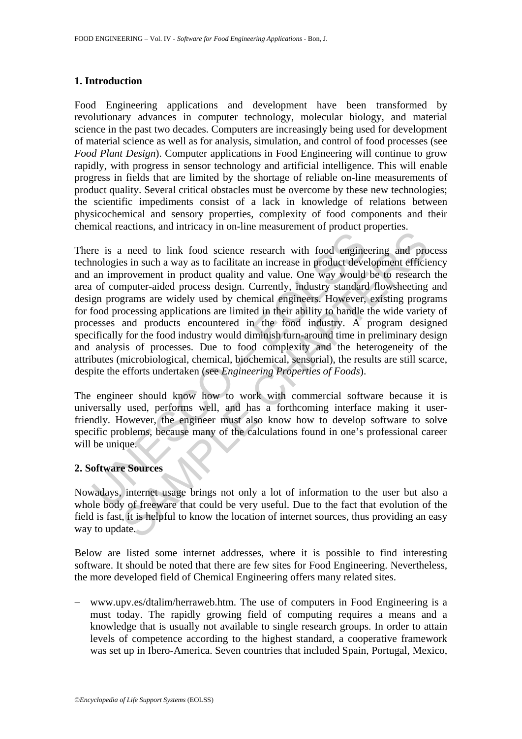## 1. Introduction

Food Engineering applications and development have been transformed by revolutionary advances in computer technology, molecular biology, and material science in the past two decades. Computers are increasingly being used for development of material science as well as for analysis, simulation, and control of food processes (see *Food Plant Design*). Computer applications in Food Engineering will continue to grow rapidly, with progress in sensor technology and artificial intelligence. This will enable progress in fields that are limited by the shortage of reliable on-line measurements of product quality. Several critical obstacles must be overcome by these new technologies; the scientific impediments consist of a lack in knowledge of relations between physicochemical and sensory properties, complexity of food components and their chemical reactions, and intricacy in on-line measurement of product properties.

There is a need to link food science research with food engineering and process technologies in such a way as to facilitate an increase in product development efficiency and an improvement in product quality and value. One way would be to research the area of computer-aided process design. Currently, industry standard flowsheeting and design programs are widely used by chemical engineers. However, existing programs for food processing applications are limited in their ability to handle the wide variety of processes and products encountered in the food industry. A program designed specifically for the food industry would diminish turn-around time in preliminary design and analysis of processes. Due to food complexity and the heterogeneity of the attributes (microbiological, chemical, biochemical, sensorial), the results are still scarce, despite the efforts undertaken (see *Engineering Properties of Foods*).

The engineer should know how to work with commercial software because it is universally used, performs well, and has a forthcoming interface making it user-friendly. However, the engineer must also know how to develop software to solve specific problems, because many of the calculations found in one's professional career will be unique.

## 2. Software Sources

Nowadays, internet usage brings not only a lot of information to the user but also a whole body of freeware that could be very useful. Due to the fact that evolution of the field is fast, it is helpful to know the location of internet sources, thus providing an easy way to update.

Below are listed some internet addresses, where it is possible to find interesting software. It should be noted that there are few sites for Food Engineering. Nevertheless, the more developed field of Chemical Engineering offers many related sites.

- www.upv.es/dtalim/herraweb.htm. The use of computers in Food Engineering is a must today. The rapidly growing field of computing requires a means and a knowledge that is usually not available to single research groups. In order to attain levels of competence according to the highest standard, a cooperative framework was set up in Ibero-America. Seven countries that included Spain, Portugal, Mexico,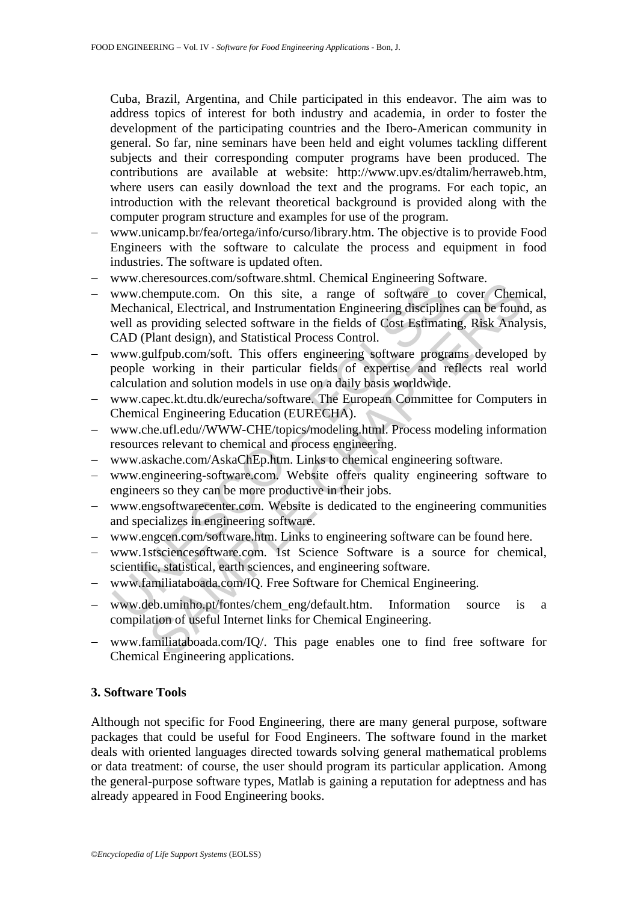Cuba, Brazil, Argentina, and Chile participated in this endeavor. The aim was to address topics of interest for both industry and academia, in order to foster the development of the participating countries and the Ibero-American community in general. So far, nine seminars have been held and eight volumes tackling different subjects and their corresponding computer programs have been produced. The contributions are available at website: http://www.upv.es/dtalim/herraweb.htm, where users can easily download the text and the programs. For each topic, an introduction with the relevant theoretical background is provided along with the computer program structure and examples for use of the program.

- www.unicamp.br/fea/ortega/info/curso/library.htm. The objective is to provide Food Engineers with the software to calculate the process and equipment in food industries. The software is updated often.
- www.cheresources.com/software.shtml. Chemical Engineering Software.
- www.chempute.com. On this site, a range of software to cover Chemical, Mechanical, Electrical, and Instrumentation Engineering disciplines can be found, as well as providing selected software in the fields of Cost Estimating, Risk Analysis, CAD (Plant design), and Statistical Process Control.
- www.gulfpub.com/soft. This offers engineering software programs developed by people working in their particular fields of expertise and reflects real world calculation and solution models in use on a daily basis worldwide.
- www.capec.kt.dtu.dk/eurecha/software. The European Committee for Computers in Chemical Engineering Education (EURECHA).
- www.che.ufl.edu//WWW-CHE/topics/modeling.html. Process modeling information resources relevant to chemical and process engineering.
- www.askache.com/AskaChEp.htm. Links to chemical engineering software.
- www.engineering-software.com. Website offers quality engineering software to engineers so they can be more productive in their jobs.
- www.engsoftwarecenter.com. Website is dedicated to the engineering communities and specializes in engineering software.
- www.engcen.com/software.htm. Links to engineering software can be found here.
- www.1stsciencesoftware.com. 1st Science Software is a source for chemical, scientific, statistical, earth sciences, and engineering software.
- www.familiataboada.com/IQ. Free Software for Chemical Engineering.
- www.deb.uminho.pt/fontes/chem_eng/default.htm. Information source is a compilation of useful Internet links for Chemical Engineering.
- www.familiataboada.com/IQ/. This page enables one to find free software for Chemical Engineering applications.

## 3. Software Tools

Although not specific for Food Engineering, there are many general purpose, software packages that could be useful for Food Engineers. The software found in the market deals with oriented languages directed towards solving general mathematical problems or data treatment: of course, the user should program its particular application. Among the general-purpose software types, Matlab is gaining a reputation for adeptness and has already appeared in Food Engineering books.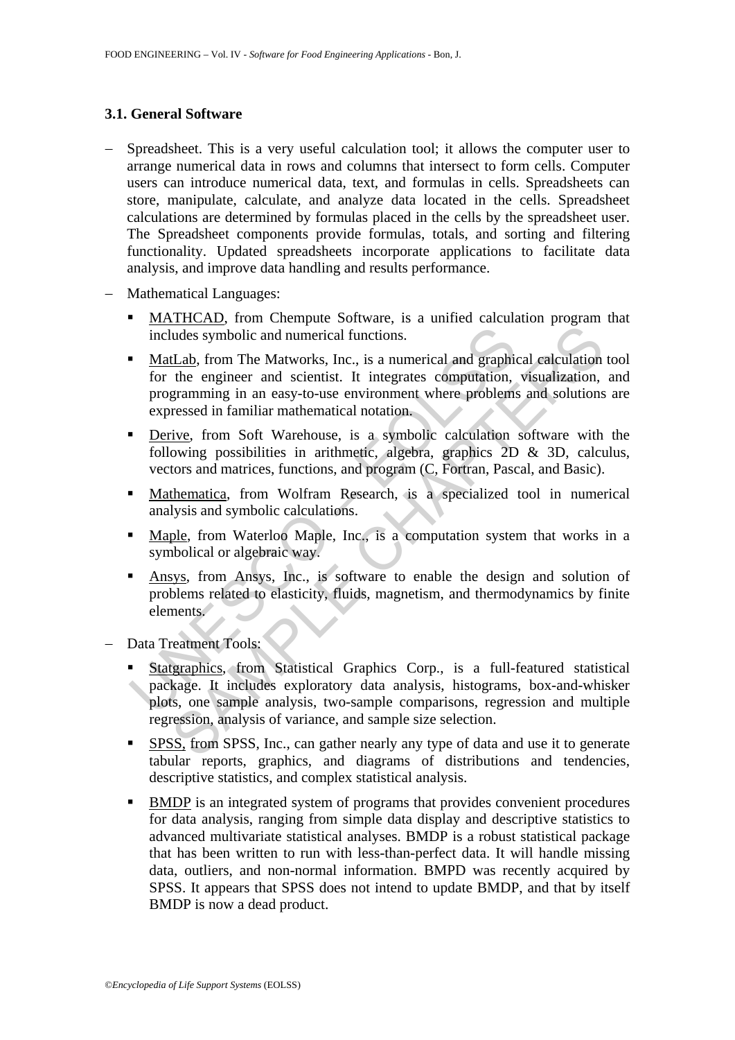### 3.1. General Software

- Spreadsheet. This is a very useful calculation tool; it allows the computer user to arrange numerical data in rows and columns that intersect to form cells. Computer users can introduce numerical data, text, and formulas in cells. Spreadsheets can store, manipulate, calculate, and analyze data located in the cells. Spreadsheet calculations are determined by formulas placed in the cells by the spreadsheet user. The Spreadsheet components provide formulas, totals, and sorting and filtering functionality. Updated spreadsheets incorporate applications to facilitate data analysis, and improve data handling and results performance.
- Mathematical Languages:
  - MATHCAD, from Chempute Software, is a unified calculation program that includes symbolic and numerical functions.
  - MatLab, from The Matworks, Inc., is a numerical and graphical calculation tool for the engineer and scientist. It integrates computation, visualization, and programming in an easy-to-use environment where problems and solutions are expressed in familiar mathematical notation.
  - Derive, from Soft Warehouse, is a symbolic calculation software with the following possibilities in arithmetic, algebra, graphics 2D & 3D, calculus, vectors and matrices, functions, and program (C, Fortran, Pascal, and Basic).
  - Mathematica, from Wolfram Research, is a specialized tool in numerical analysis and symbolic calculations.
  - Maple, from Waterloo Maple, Inc., is a computation system that works in a symbolical or algebraic way.
  - Ansys, from Ansys, Inc., is software to enable the design and solution of problems related to elasticity, fluids, magnetism, and thermodynamics by finite elements.
- Data Treatment Tools:
  - Statgraphics, from Statistical Graphics Corp., is a full-featured statistical package. It includes exploratory data analysis, histograms, box-and-whisker plots, one sample analysis, two-sample comparisons, regression and multiple regression, analysis of variance, and sample size selection.
  - SPSS, from SPSS, Inc., can gather nearly any type of data and use it to generate tabular reports, graphics, and diagrams of distributions and tendencies, descriptive statistics, and complex statistical analysis.
  - BMDP is an integrated system of programs that provides convenient procedures for data analysis, ranging from simple data display and descriptive statistics to advanced multivariate statistical analyses. BMDP is a robust statistical package that has been written to run with less-than-perfect data. It will handle missing data, outliers, and non-normal information. BMPD was recently acquired by SPSS. It appears that SPSS does not intend to update BMDP, and that by itself BMDP is now a dead product.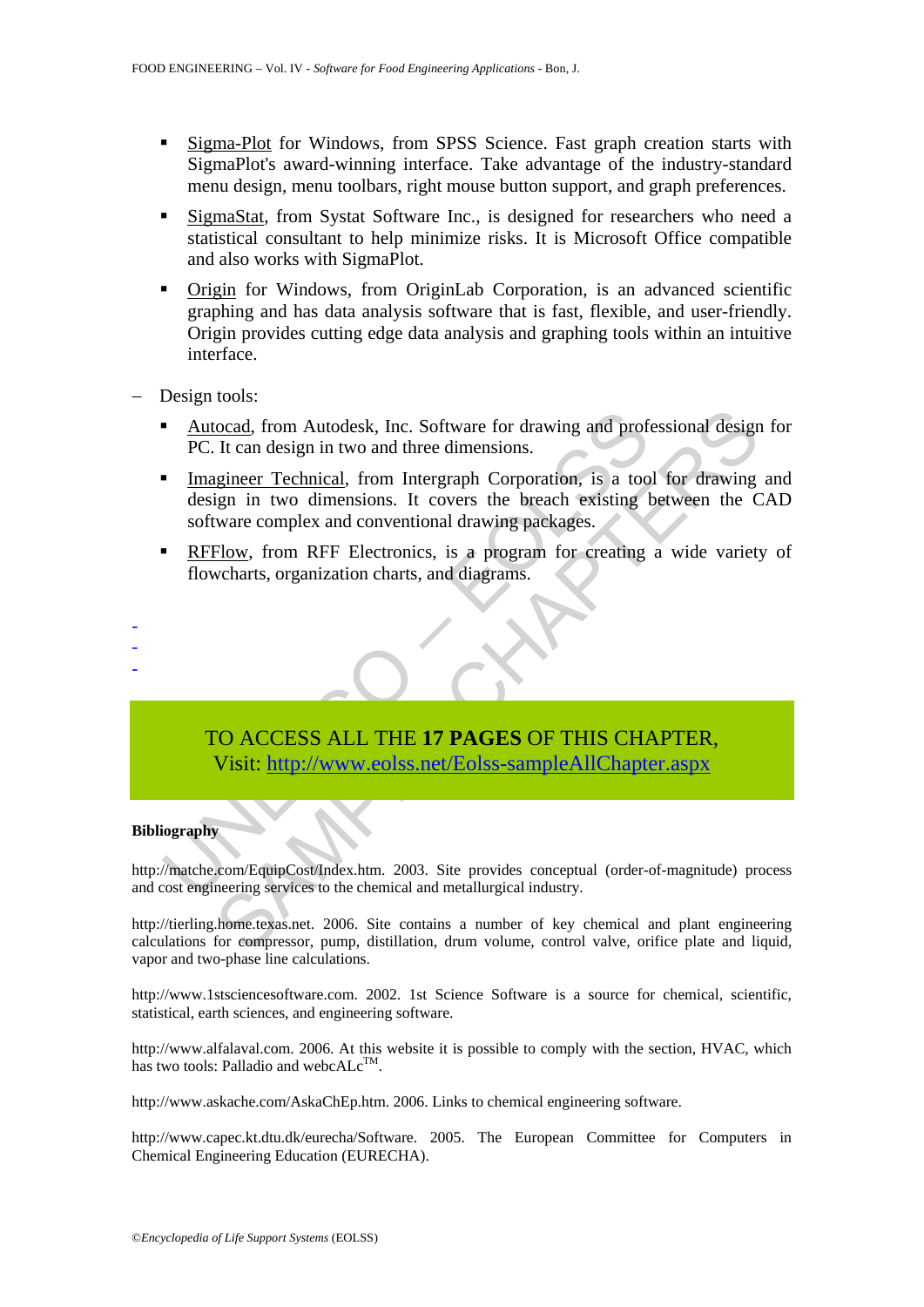- Sigma-Plot for Windows, from SPSS Science. Fast graph creation starts with SigmaPlot's award-winning interface. Take advantage of the industry-standard menu design, menu toolbars, right mouse button support, and graph preferences.
- SigmaStat, from Systat Software Inc., is designed for researchers who need a statistical consultant to help minimize risks. It is Microsoft Office compatible and also works with SigmaPlot.
- Origin for Windows, from OriginLab Corporation, is an advanced scientific graphing and has data analysis software that is fast, flexible, and user-friendly. Origin provides cutting edge data analysis and graphing tools within an intuitive interface.

– Design tools:

- Autocad, from Autodesk, Inc. Software for drawing and professional design for PC. It can design in two and three dimensions.
- Imagineer Technical, from Intergraph Corporation, is a tool for drawing and design in two dimensions. It covers the breach existing between the CAD software complex and conventional drawing packages.
- RFFlow, from RFF Electronics, is a program for creating a wide variety of flowcharts, organization charts, and diagrams.

-
-
-

TO ACCESS ALL THE **17 PAGES** OF THIS CHAPTER,
Visit: http://www.eolss.net/Eolss-sampleAllChapter.aspx

**Bibliography**

http://matche.com/EquipCost/Index.htm. 2003. Site provides conceptual (order-of-magnitude) process and cost engineering services to the chemical and metallurgical industry.

http://tierling.home.texas.net. 2006. Site contains a number of key chemical and plant engineering calculations for compressor, pump, distillation, drum volume, control valve, orifice plate and liquid, vapor and two-phase line calculations.

http://www.1stsciencesoftware.com. 2002. 1st Science Software is a source for chemical, scientific, statistical, earth sciences, and engineering software.

http://www.alfalaval.com. 2006. At this website it is possible to comply with the section, HVAC, which has two tools: Palladio and webcALc™.

http://www.askache.com/AskaChEp.htm. 2006. Links to chemical engineering software.

http://www.capec.kt.dtu.dk/eurecha/Software. 2005. The European Committee for Computers in Chemical Engineering Education (EURECHA).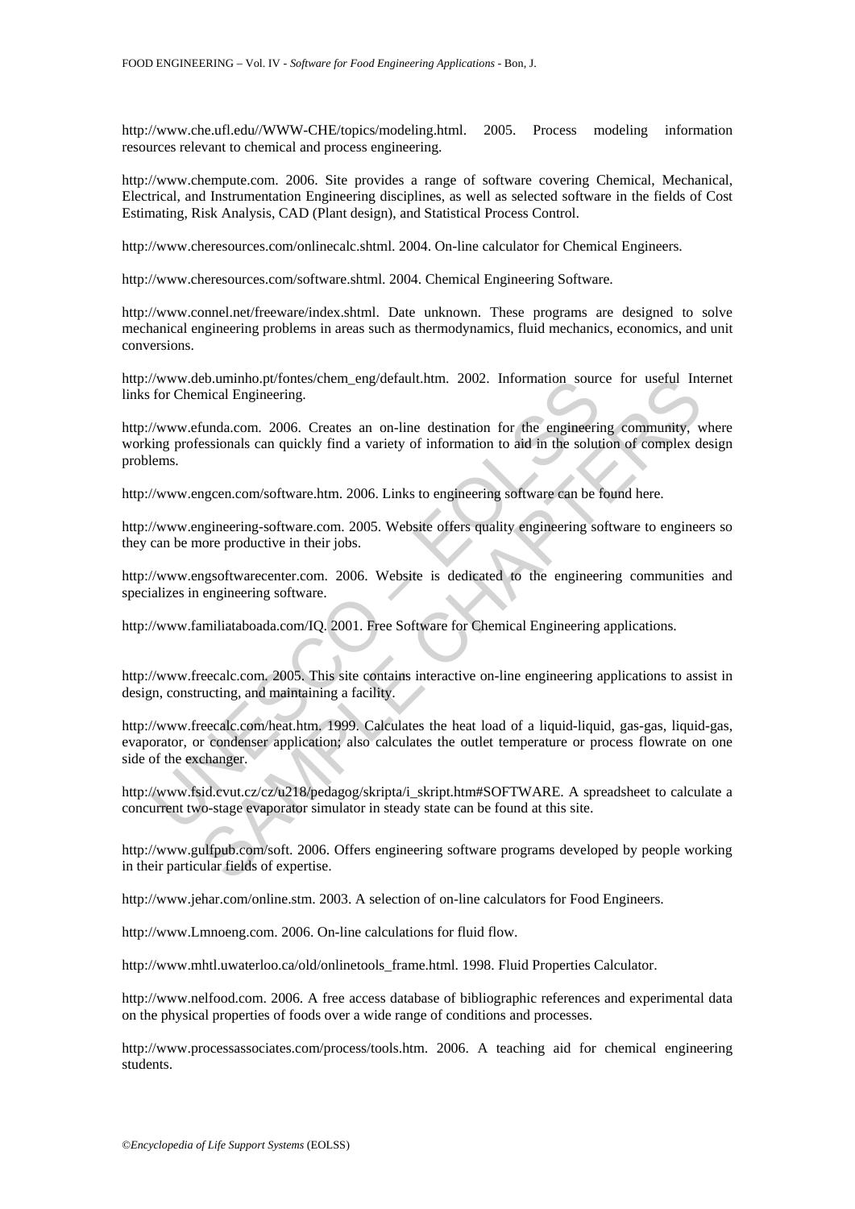http://www.che.ufl.edu//WWW-CHE/topics/modeling.html. 2005. Process modeling information resources relevant to chemical and process engineering.

http://www.chempute.com. 2006. Site provides a range of software covering Chemical, Mechanical, Electrical, and Instrumentation Engineering disciplines, as well as selected software in the fields of Cost Estimating, Risk Analysis, CAD (Plant design), and Statistical Process Control.

http://www.cheresources.com/onlinecalc.shtml. 2004. On-line calculator for Chemical Engineers.

http://www.cheresources.com/software.shtml. 2004. Chemical Engineering Software.

http://www.connel.net/freeware/index.shtml. Date unknown. These programs are designed to solve mechanical engineering problems in areas such as thermodynamics, fluid mechanics, economics, and unit conversions.

http://www.deb.uminho.pt/fontes/chem_eng/default.htm. 2002. Information source for useful Internet links for Chemical Engineering.

http://www.efunda.com. 2006. Creates an on-line destination for the engineering community, where working professionals can quickly find a variety of information to aid in the solution of complex design problems.

http://www.engcen.com/software.htm. 2006. Links to engineering software can be found here.

http://www.engineering-software.com. 2005. Website offers quality engineering software to engineers so they can be more productive in their jobs.

http://www.engsoftwarecenter.com. 2006. Website is dedicated to the engineering communities and specializes in engineering software.

http://www.familiataboada.com/IQ. 2001. Free Software for Chemical Engineering applications.

http://www.freecalc.com. 2005. This site contains interactive on-line engineering applications to assist in design, constructing, and maintaining a facility.

http://www.freecalc.com/heat.htm. 1999. Calculates the heat load of a liquid-liquid, gas-gas, liquid-gas, evaporator, or condenser application; also calculates the outlet temperature or process flowrate on one side of the exchanger.

http://www.fsid.cvut.cz/cz/u218/pedagog/skripta/i_skript.htm#SOFTWARE. A spreadsheet to calculate a concurrent two-stage evaporator simulator in steady state can be found at this site.

http://www.gulfpub.com/soft. 2006. Offers engineering software programs developed by people working in their particular fields of expertise.

http://www.jehar.com/online.stm. 2003. A selection of on-line calculators for Food Engineers.

http://www.Lmnoeng.com. 2006. On-line calculations for fluid flow.

http://www.mhtl.uwaterloo.ca/old/onlinetools_frame.html. 1998. Fluid Properties Calculator.

http://www.nelfood.com. 2006. A free access database of bibliographic references and experimental data on the physical properties of foods over a wide range of conditions and processes.

http://www.processassociates.com/process/tools.htm. 2006. A teaching aid for chemical engineering students.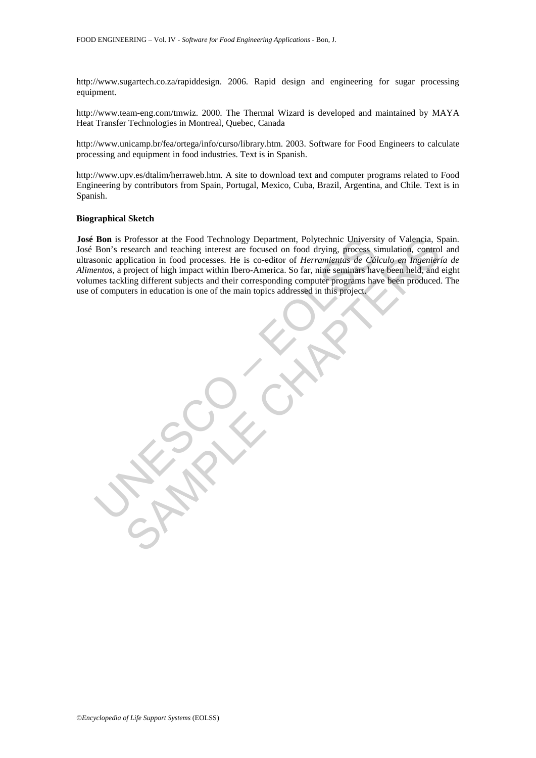http://www.sugartech.co.za/rapiddesign. 2006. Rapid design and engineering for sugar processing equipment.

http://www.team-eng.com/tmwiz. 2000. The Thermal Wizard is developed and maintained by MAYA Heat Transfer Technologies in Montreal, Quebec, Canada

http://www.unicamp.br/fea/ortega/info/curso/library.htm. 2003. Software for Food Engineers to calculate processing and equipment in food industries. Text is in Spanish.

http://www.upv.es/dtalim/herraweb.htm. A site to download text and computer programs related to Food Engineering by contributors from Spain, Portugal, Mexico, Cuba, Brazil, Argentina, and Chile. Text is in Spanish.

**Biographical Sketch**

**José Bon** is Professor at the Food Technology Department, Polytechnic University of Valencia, Spain. José Bon's research and teaching interest are focused on food drying, process simulation, control and ultrasonic application in food processes. He is co-editor of *Herramientas de Cálculo en Ingeniería de Alimentos*, a project of high impact within Ibero-America. So far, nine seminars have been held, and eight volumes tackling different subjects and their corresponding computer programs have been produced. The use of computers in education is one of the main topics addressed in this project.